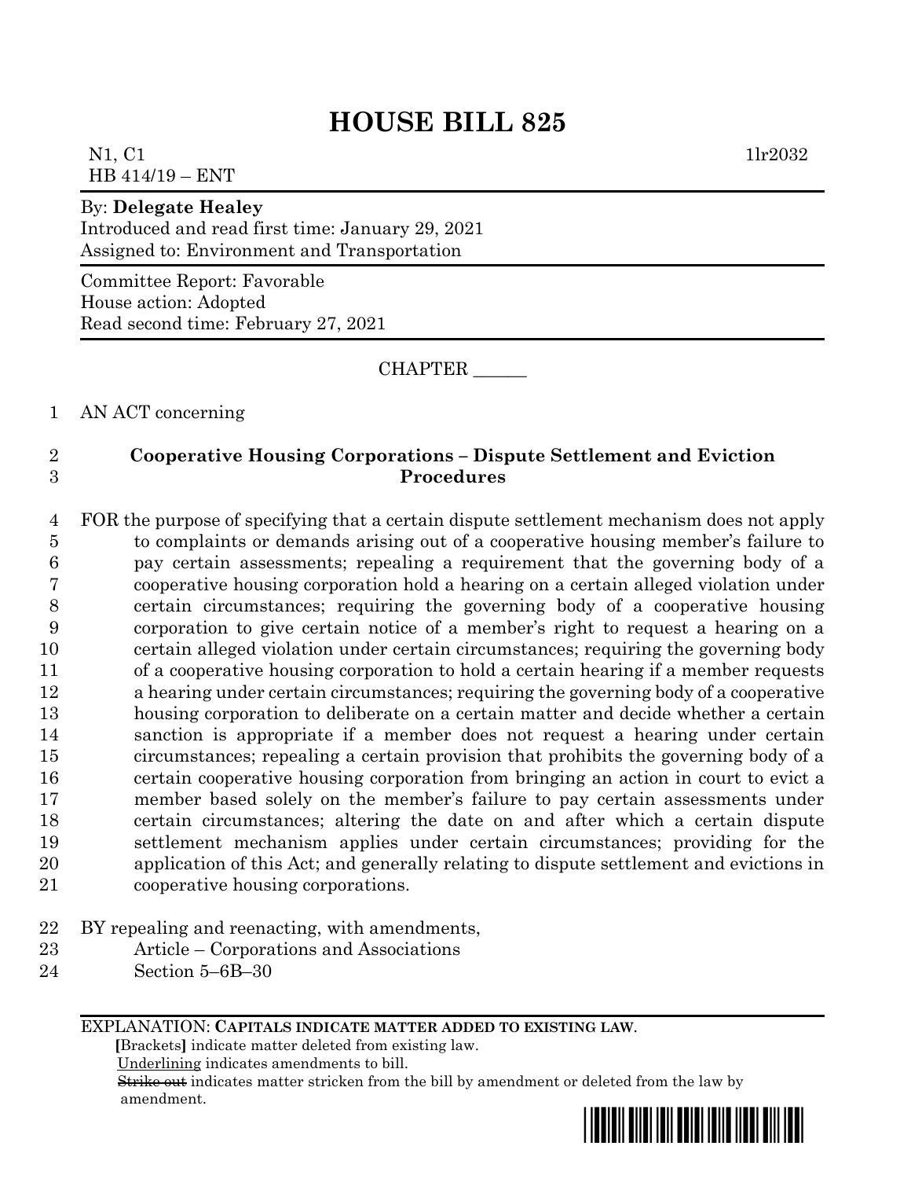# HOUSE BILL 825

N1, C1 1lr2032
HB 414/19 – ENT

By: **Delegate Healey**
Introduced and read first time: January 29, 2021
Assigned to: Environment and Transportation

Committee Report: Favorable
House action: Adopted
Read second time: February 27, 2021

CHAPTER ______

1 AN ACT concerning

2 **Cooperative Housing Corporations – Dispute Settlement and Eviction**
3 **Procedures**

4 FOR the purpose of specifying that a certain dispute settlement mechanism does not apply
5 to complaints or demands arising out of a cooperative housing member's failure to
6 pay certain assessments; repealing a requirement that the governing body of a
7 cooperative housing corporation hold a hearing on a certain alleged violation under
8 certain circumstances; requiring the governing body of a cooperative housing
9 corporation to give certain notice of a member's right to request a hearing on a
10 certain alleged violation under certain circumstances; requiring the governing body
11 of a cooperative housing corporation to hold a certain hearing if a member requests
12 a hearing under certain circumstances; requiring the governing body of a cooperative
13 housing corporation to deliberate on a certain matter and decide whether a certain
14 sanction is appropriate if a member does not request a hearing under certain
15 circumstances; repealing a certain provision that prohibits the governing body of a
16 certain cooperative housing corporation from bringing an action in court to evict a
17 member based solely on the member's failure to pay certain assessments under
18 certain circumstances; altering the date on and after which a certain dispute
19 settlement mechanism applies under certain circumstances; providing for the
20 application of this Act; and generally relating to dispute settlement and evictions in
21 cooperative housing corporations.

22 BY repealing and reenacting, with amendments,
23 Article – Corporations and Associations
24 Section 5–6B–30

EXPLANATION: **CAPITALS INDICATE MATTER ADDED TO EXISTING LAW.**
**[**Brackets**]** indicate matter deleted from existing law.
Underlining indicates amendments to bill.
~~Strike out~~ indicates matter stricken from the bill by amendment or deleted from the law by amendment.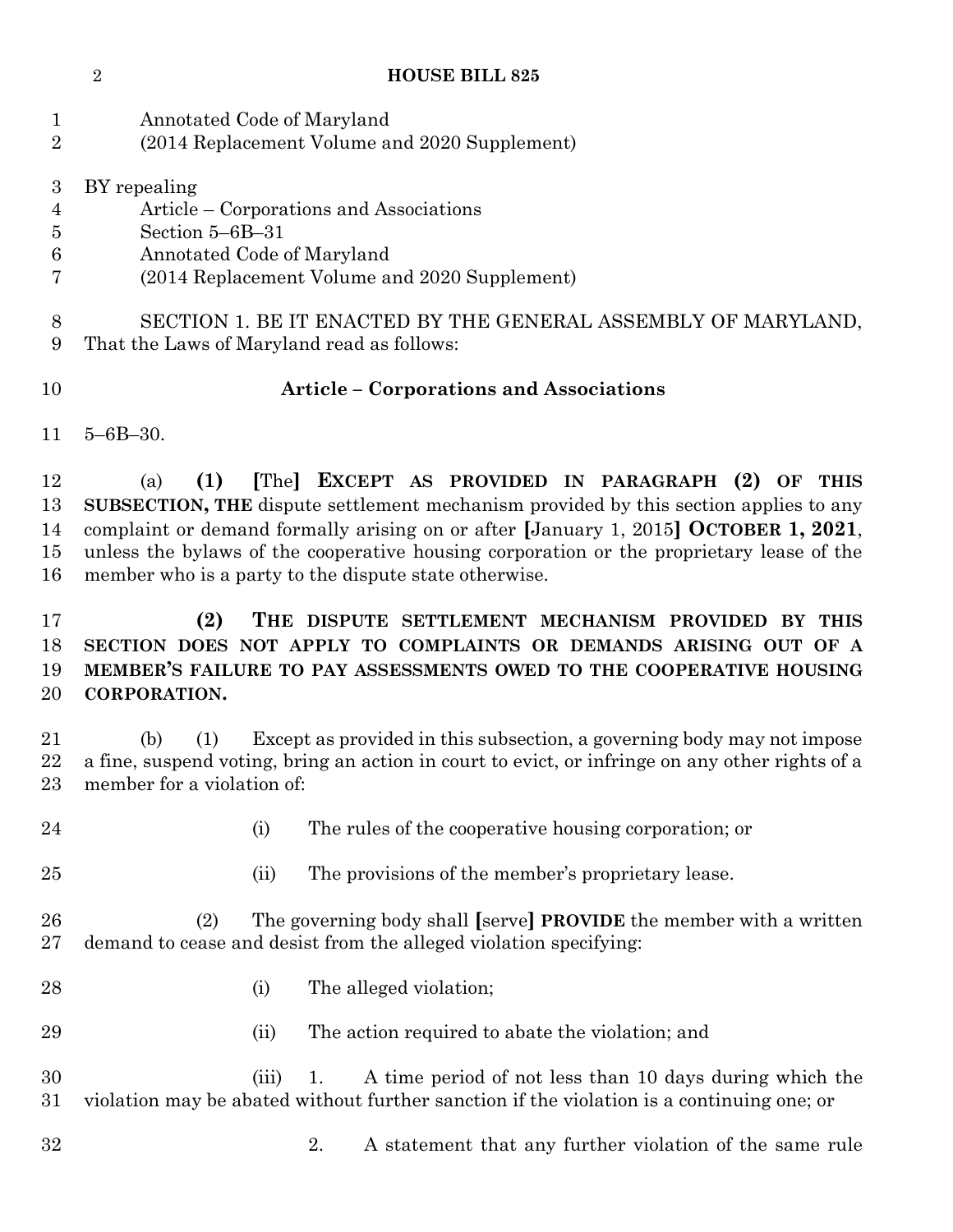Annotated Code of Maryland
(2014 Replacement Volume and 2020 Supplement)

BY repealing
Article – Corporations and Associations
Section 5–6B–31
Annotated Code of Maryland
(2014 Replacement Volume and 2020 Supplement)

SECTION 1. BE IT ENACTED BY THE GENERAL ASSEMBLY OF MARYLAND, That the Laws of Maryland read as follows:

**Article – Corporations and Associations**

5–6B–30.

(a) **(1)** **[**The**]** **EXCEPT AS PROVIDED IN PARAGRAPH (2) OF THIS SUBSECTION, THE** dispute settlement mechanism provided by this section applies to any complaint or demand formally arising on or after **[**January 1, 2015**]** **OCTOBER 1, 2021**, unless the bylaws of the cooperative housing corporation or the proprietary lease of the member who is a party to the dispute state otherwise.

**(2) THE DISPUTE SETTLEMENT MECHANISM PROVIDED BY THIS SECTION DOES NOT APPLY TO COMPLAINTS OR DEMANDS ARISING OUT OF A MEMBER'S FAILURE TO PAY ASSESSMENTS OWED TO THE COOPERATIVE HOUSING CORPORATION.**

(b) (1) Except as provided in this subsection, a governing body may not impose a fine, suspend voting, bring an action in court to evict, or infringe on any other rights of a member for a violation of:

(i) The rules of the cooperative housing corporation; or

(ii) The provisions of the member's proprietary lease.

(2) The governing body shall **[**serve**]** **PROVIDE** the member with a written demand to cease and desist from the alleged violation specifying:

(i) The alleged violation;

(ii) The action required to abate the violation; and

(iii) 1. A time period of not less than 10 days during which the violation may be abated without further sanction if the violation is a continuing one; or

2. A statement that any further violation of the same rule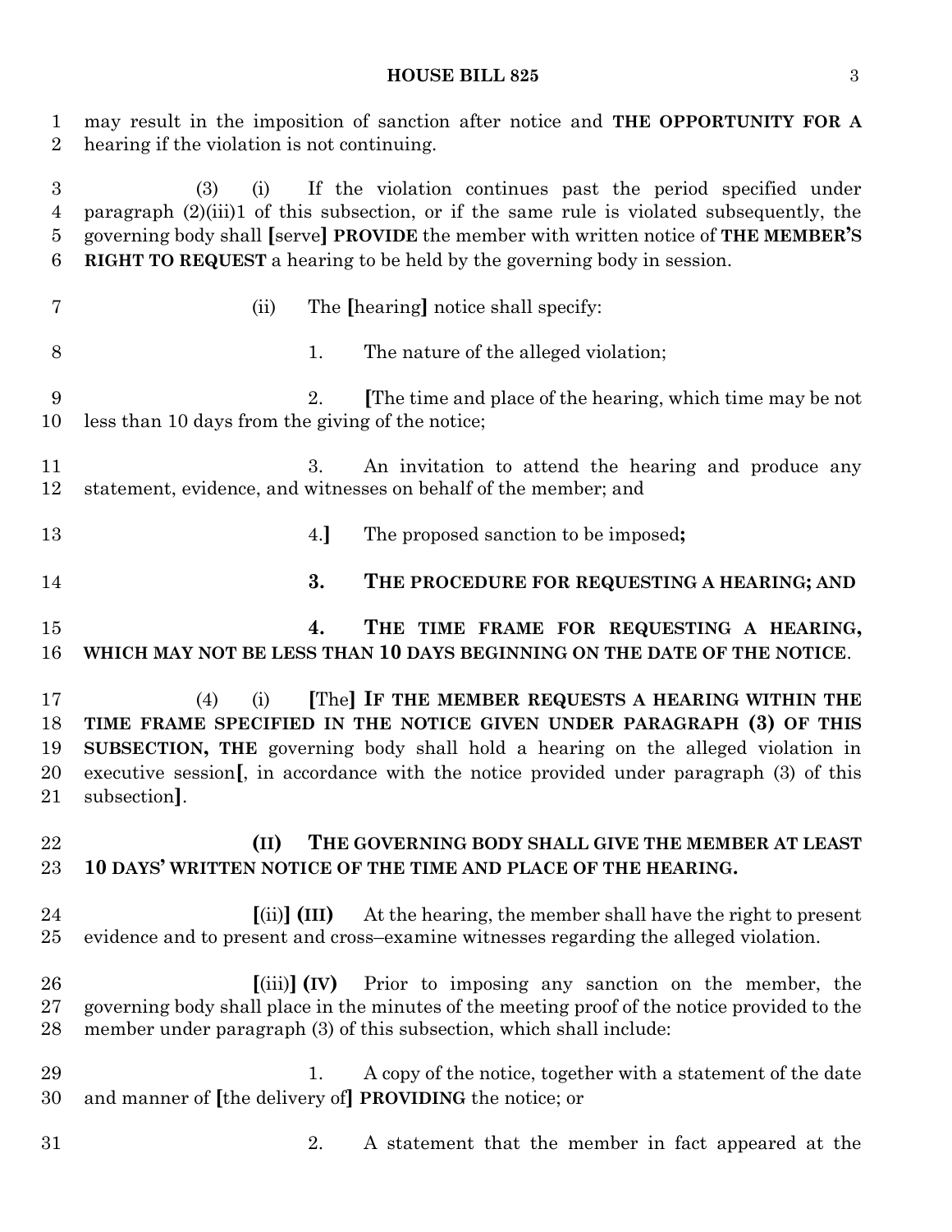may result in the imposition of sanction after notice and **THE OPPORTUNITY FOR A** hearing if the violation is not continuing.

(3) (i) If the violation continues past the period specified under paragraph (2)(iii)1 of this subsection, or if the same rule is violated subsequently, the governing body shall [serve] **PROVIDE** the member with written notice of **THE MEMBER'S RIGHT TO REQUEST** a hearing to be held by the governing body in session.

(ii) The [hearing] notice shall specify:

1. The nature of the alleged violation;

2. [The time and place of the hearing, which time may be not less than 10 days from the giving of the notice;

3. An invitation to attend the hearing and produce any statement, evidence, and witnesses on behalf of the member; and

4.] The proposed sanction to be imposed**;**

**3. THE PROCEDURE FOR REQUESTING A HEARING; AND**

**4. THE TIME FRAME FOR REQUESTING A HEARING, WHICH MAY NOT BE LESS THAN 10 DAYS BEGINNING ON THE DATE OF THE NOTICE**.

(4) (i) [The] **IF THE MEMBER REQUESTS A HEARING WITHIN THE TIME FRAME SPECIFIED IN THE NOTICE GIVEN UNDER PARAGRAPH (3) OF THIS SUBSECTION, THE** governing body shall hold a hearing on the alleged violation in executive session[, in accordance with the notice provided under paragraph (3) of this subsection].

**(II) THE GOVERNING BODY SHALL GIVE THE MEMBER AT LEAST 10 DAYS' WRITTEN NOTICE OF THE TIME AND PLACE OF THE HEARING.**

[(ii)] **(III)** At the hearing, the member shall have the right to present evidence and to present and cross–examine witnesses regarding the alleged violation.

[(iii)] **(IV)** Prior to imposing any sanction on the member, the governing body shall place in the minutes of the meeting proof of the notice provided to the member under paragraph (3) of this subsection, which shall include:

1. A copy of the notice, together with a statement of the date and manner of [the delivery of] **PROVIDING** the notice; or

2. A statement that the member in fact appeared at the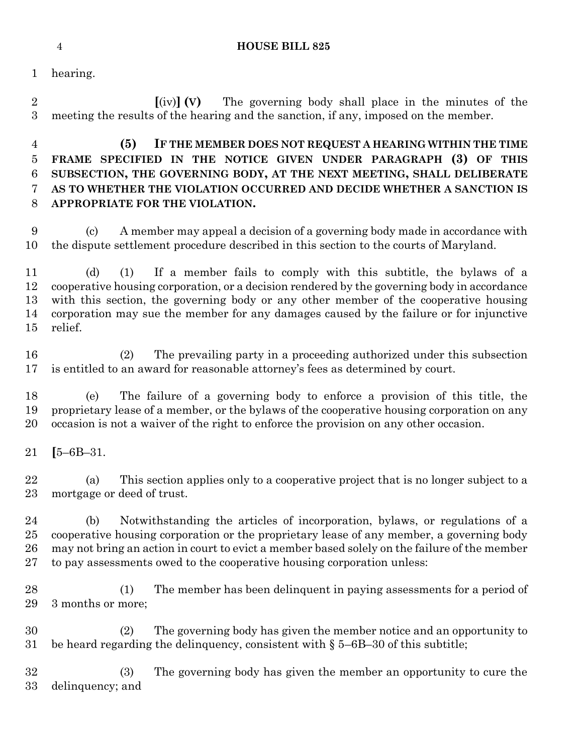hearing.

[(iv)] **(V)** The governing body shall place in the minutes of the meeting the results of the hearing and the sanction, if any, imposed on the member.

**(5) IF THE MEMBER DOES NOT REQUEST A HEARING WITHIN THE TIME FRAME SPECIFIED IN THE NOTICE GIVEN UNDER PARAGRAPH (3) OF THIS SUBSECTION, THE GOVERNING BODY, AT THE NEXT MEETING, SHALL DELIBERATE AS TO WHETHER THE VIOLATION OCCURRED AND DECIDE WHETHER A SANCTION IS APPROPRIATE FOR THE VIOLATION.**

(c) A member may appeal a decision of a governing body made in accordance with the dispute settlement procedure described in this section to the courts of Maryland.

(d) (1) If a member fails to comply with this subtitle, the bylaws of a cooperative housing corporation, or a decision rendered by the governing body in accordance with this section, the governing body or any other member of the cooperative housing corporation may sue the member for any damages caused by the failure or for injunctive relief.

(2) The prevailing party in a proceeding authorized under this subsection is entitled to an award for reasonable attorney's fees as determined by court.

(e) The failure of a governing body to enforce a provision of this title, the proprietary lease of a member, or the bylaws of the cooperative housing corporation on any occasion is not a waiver of the right to enforce the provision on any other occasion.

[5–6B–31.

(a) This section applies only to a cooperative project that is no longer subject to a mortgage or deed of trust.

(b) Notwithstanding the articles of incorporation, bylaws, or regulations of a cooperative housing corporation or the proprietary lease of any member, a governing body may not bring an action in court to evict a member based solely on the failure of the member to pay assessments owed to the cooperative housing corporation unless:

(1) The member has been delinquent in paying assessments for a period of 3 months or more;

(2) The governing body has given the member notice and an opportunity to be heard regarding the delinquency, consistent with § 5–6B–30 of this subtitle;

(3) The governing body has given the member an opportunity to cure the delinquency; and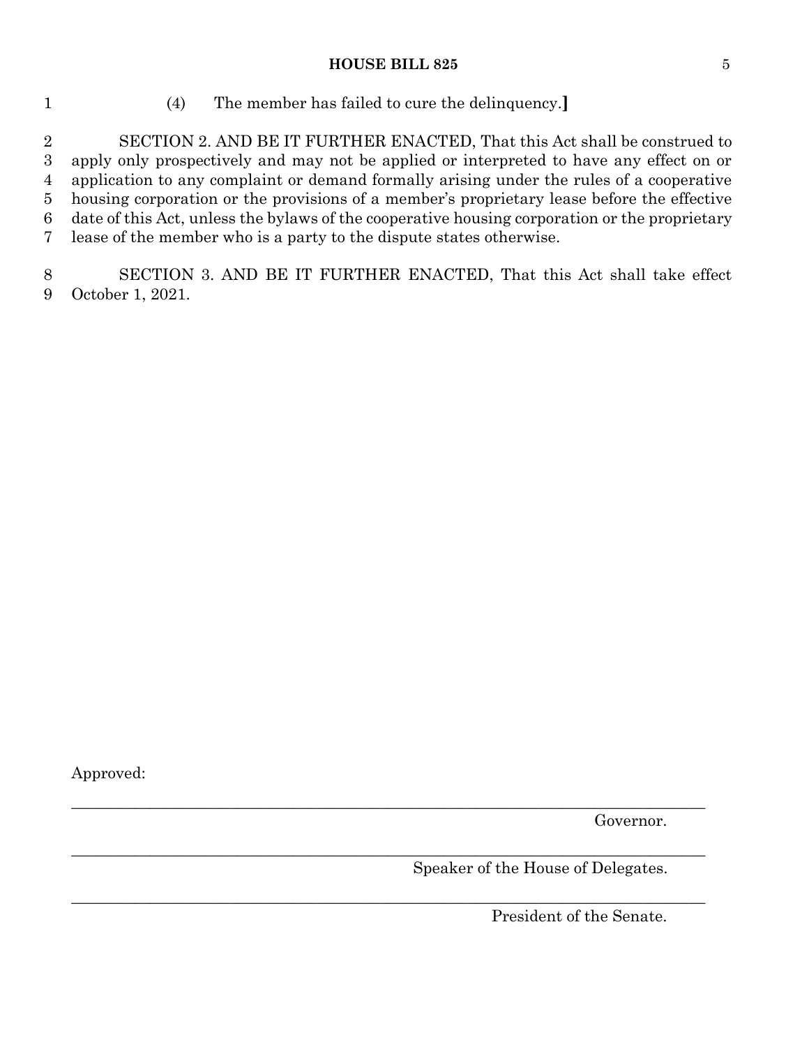(4) The member has failed to cure the delinquency.]

SECTION 2. AND BE IT FURTHER ENACTED, That this Act shall be construed to apply only prospectively and may not be applied or interpreted to have any effect on or application to any complaint or demand formally arising under the rules of a cooperative housing corporation or the provisions of a member's proprietary lease before the effective date of this Act, unless the bylaws of the cooperative housing corporation or the proprietary lease of the member who is a party to the dispute states otherwise.

SECTION 3. AND BE IT FURTHER ENACTED, That this Act shall take effect October 1, 2021.

Approved:

\_\_\_\_\_\_\_\_\_\_\_\_\_\_\_\_\_\_\_\_\_\_\_\_\_\_\_\_\_\_\_\_\_\_\_\_\_\_\_\_\_\_\_\_\_\_\_\_\_\_\_\_\_\_\_\_\_\_\_\_\_\_\_\_\_\_\_\_\_\_\_\_\_\_\_\_
Governor.

\_\_\_\_\_\_\_\_\_\_\_\_\_\_\_\_\_\_\_\_\_\_\_\_\_\_\_\_\_\_\_\_\_\_\_\_\_\_\_\_\_\_\_\_\_\_\_\_\_\_\_\_\_\_\_\_\_\_\_\_\_\_\_\_\_\_\_\_\_\_\_\_\_\_\_\_
Speaker of the House of Delegates.

\_\_\_\_\_\_\_\_\_\_\_\_\_\_\_\_\_\_\_\_\_\_\_\_\_\_\_\_\_\_\_\_\_\_\_\_\_\_\_\_\_\_\_\_\_\_\_\_\_\_\_\_\_\_\_\_\_\_\_\_\_\_\_\_\_\_\_\_\_\_\_\_\_\_\_\_
President of the Senate.